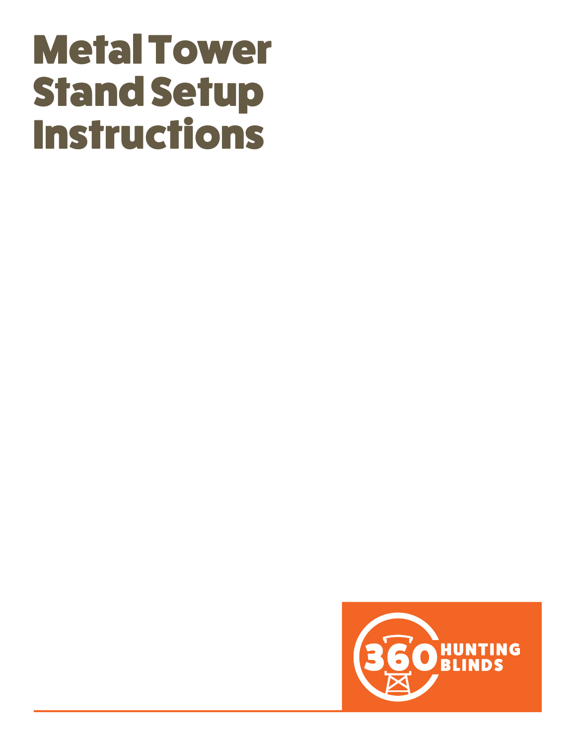# Metal Tower Stand Setup Instructions

360 HUNTING BLINDS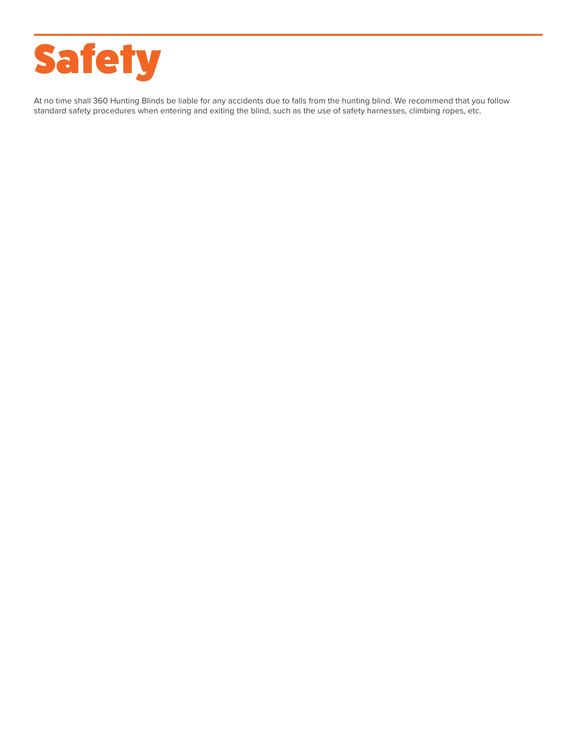# Safety

At no time shall 360 Hunting Blinds be liable for any accidents due to falls from the hunting blind. We recommend that you follow standard safety procedures when entering and exiting the blind, such as the use of safety harnesses, climbing ropes, etc.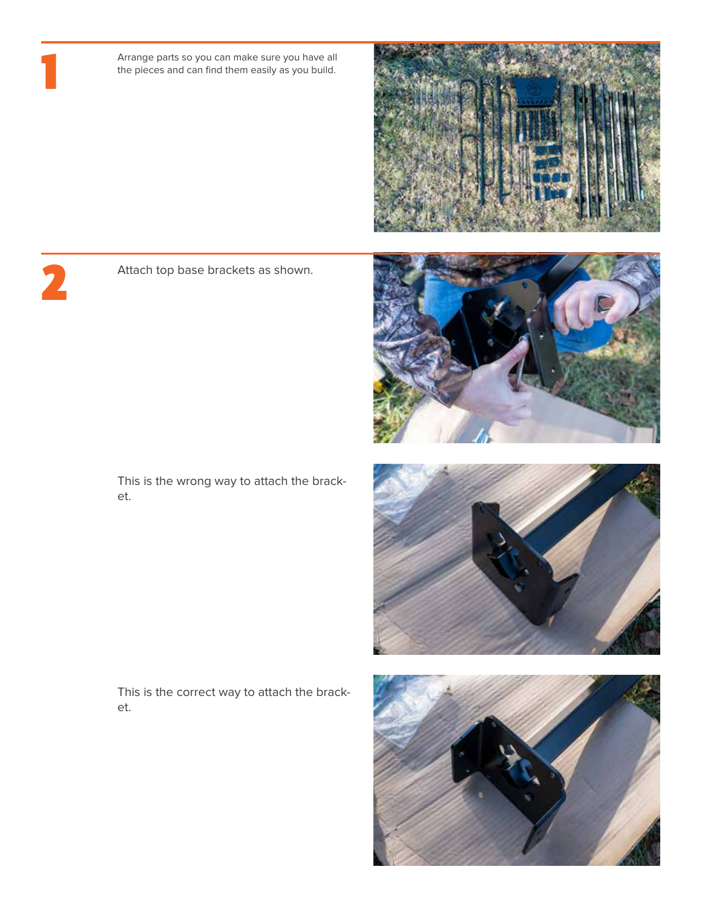## 1

Arrange parts so you can make sure you have all the pieces and can find them easily as you build.

## 2

Attach top base brackets as shown.

This is the wrong way to attach the bracket.

This is the correct way to attach the bracket.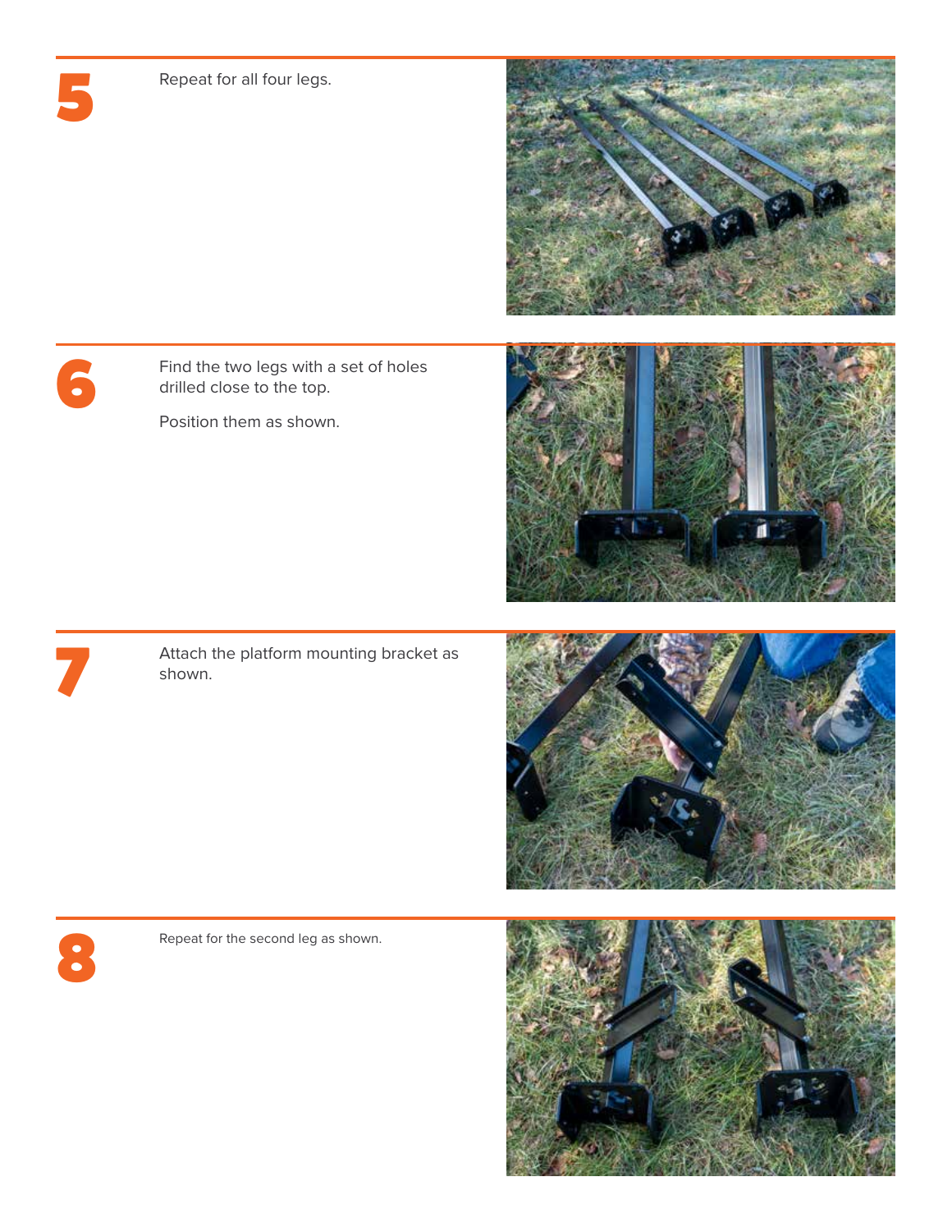## 5

Repeat for all four legs.

## 6

Find the two legs with a set of holes drilled close to the top.

Position them as shown.

## 7

Attach the platform mounting bracket as shown.

## 8

Repeat for the second leg as shown.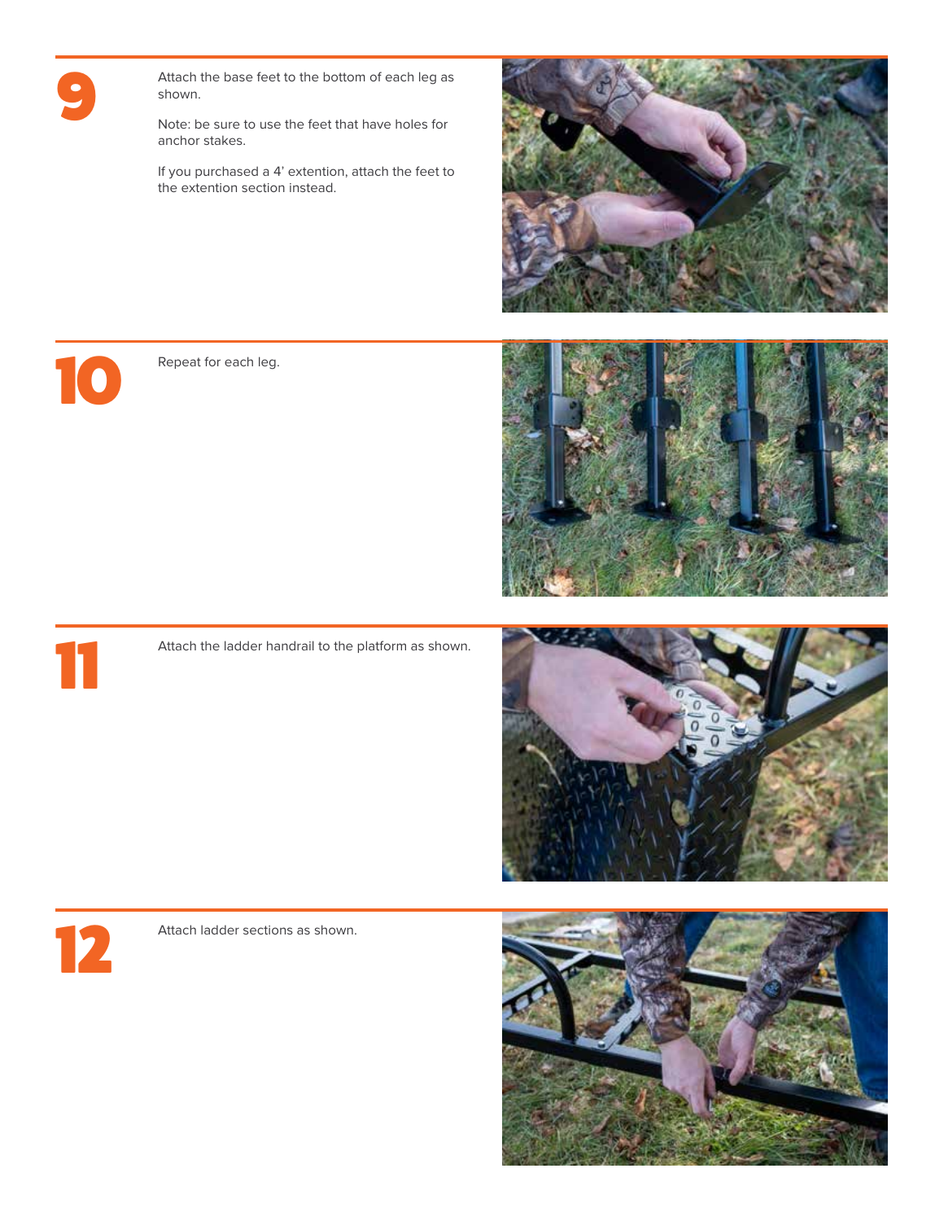## 9

Attach the base feet to the bottom of each leg as shown.

Note: be sure to use the feet that have holes for anchor stakes.

If you purchased a 4' extention, attach the feet to the extention section instead.

## 10

Repeat for each leg.

## 11

Attach the ladder handrail to the platform as shown.

## 12

Attach ladder sections as shown.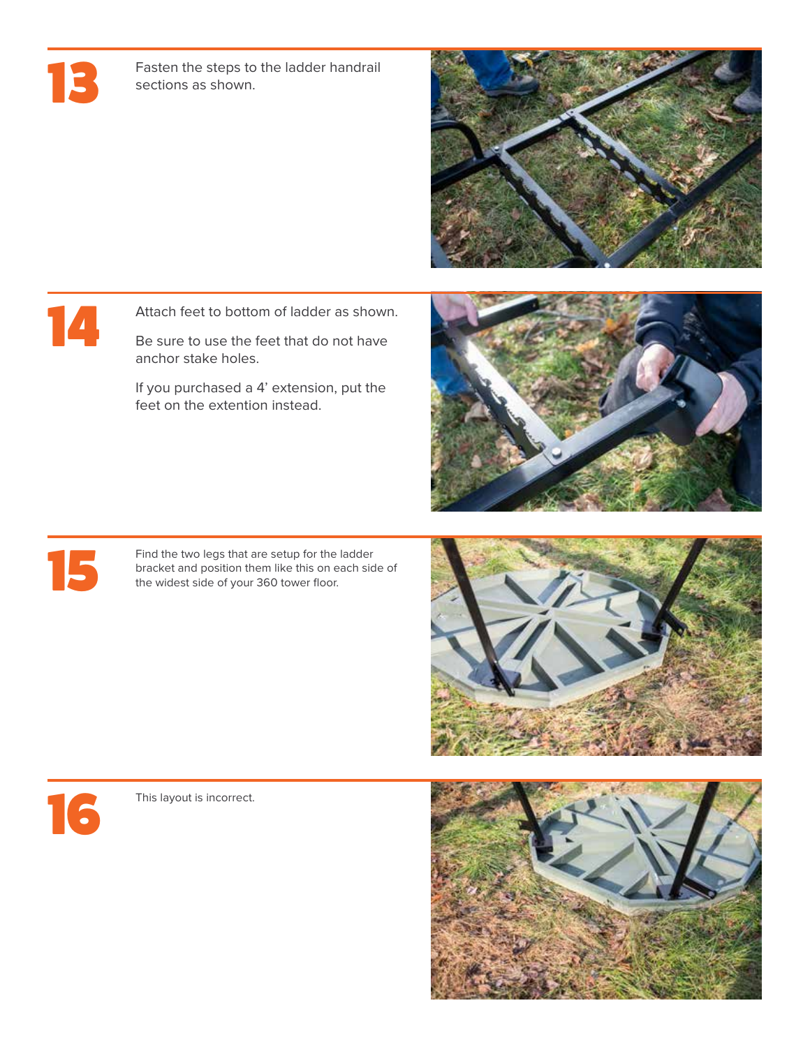## 13

Fasten the steps to the ladder handrail sections as shown.

## 14

Attach feet to bottom of ladder as shown.

Be sure to use the feet that do not have anchor stake holes.

If you purchased a 4' extension, put the feet on the extention instead.

## 15

Find the two legs that are setup for the ladder bracket and position them like this on each side of the widest side of your 360 tower floor.

## 16

This layout is incorrect.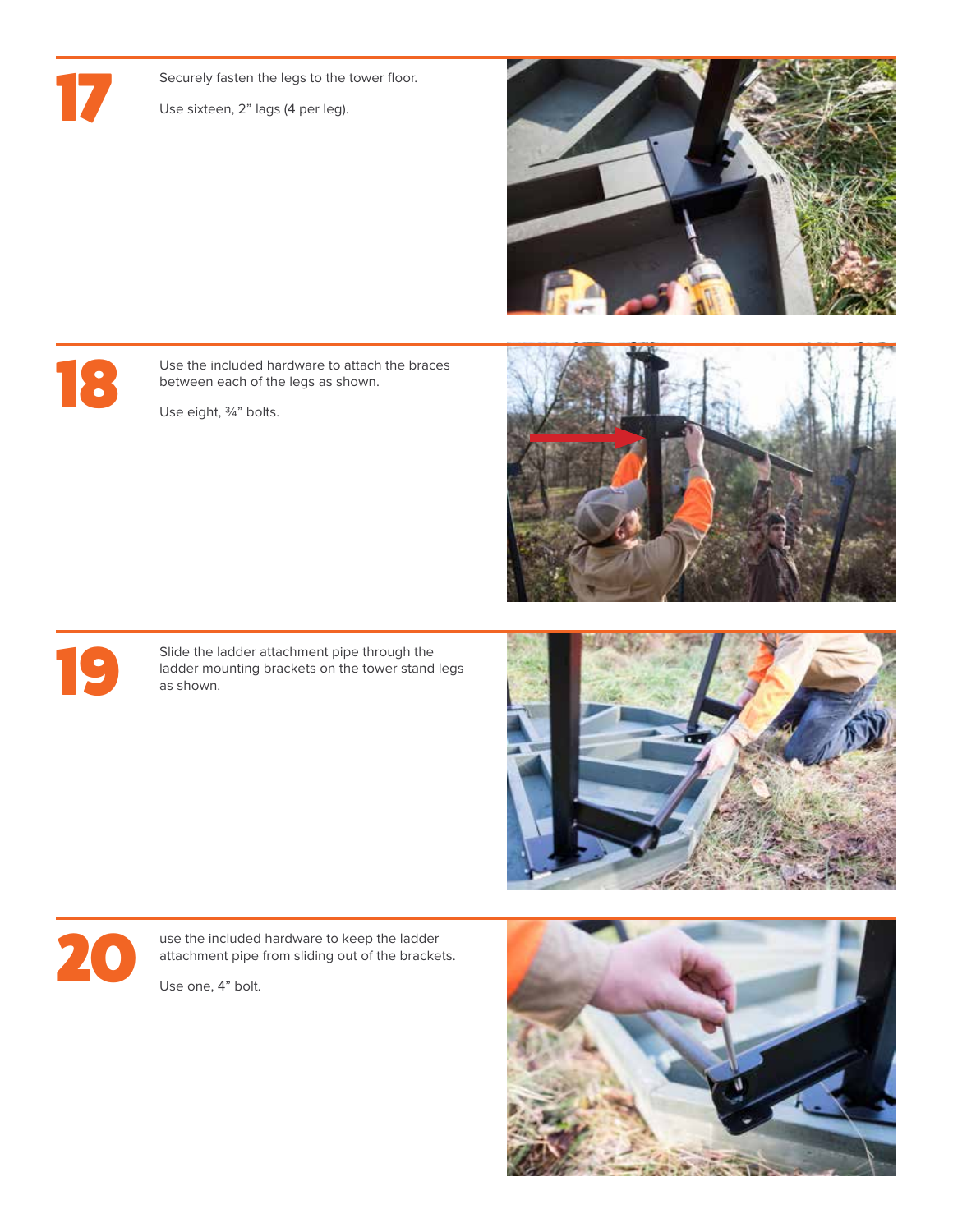## 17

Securely fasten the legs to the tower floor.

Use sixteen, 2" lags (4 per leg).

## 18

Use the included hardware to attach the braces between each of the legs as shown.

Use eight, ¾" bolts.

## 19

Slide the ladder attachment pipe through the ladder mounting brackets on the tower stand legs as shown.

## 20

use the included hardware to keep the ladder attachment pipe from sliding out of the brackets.

Use one, 4" bolt.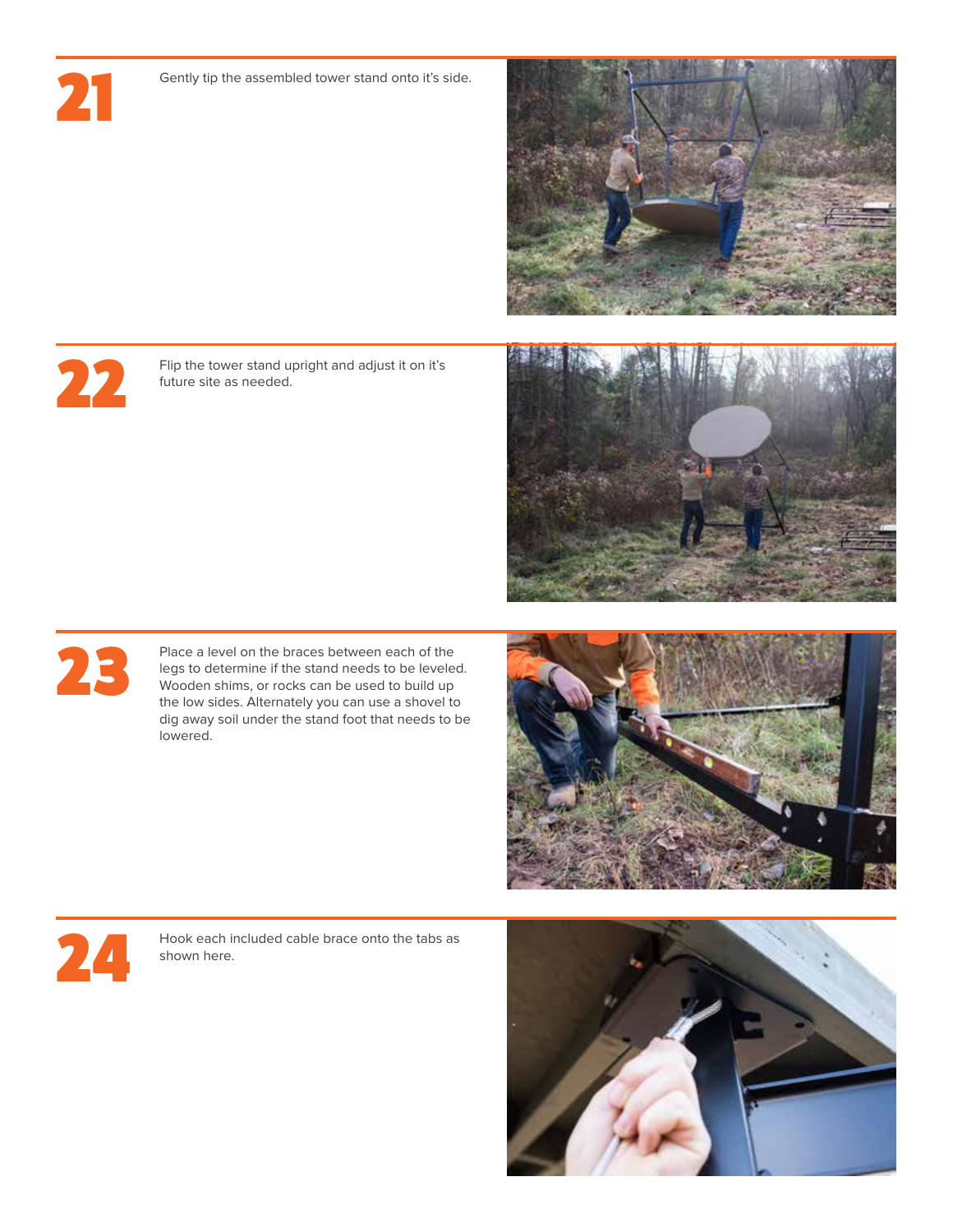## 21

Gently tip the assembled tower stand onto it's side.

## 22

Flip the tower stand upright and adjust it on it's future site as needed.

## 23

Place a level on the braces between each of the legs to determine if the stand needs to be leveled. Wooden shims, or rocks can be used to build up the low sides. Alternately you can use a shovel to dig away soil under the stand foot that needs to be lowered.

## 24

Hook each included cable brace onto the tabs as shown here.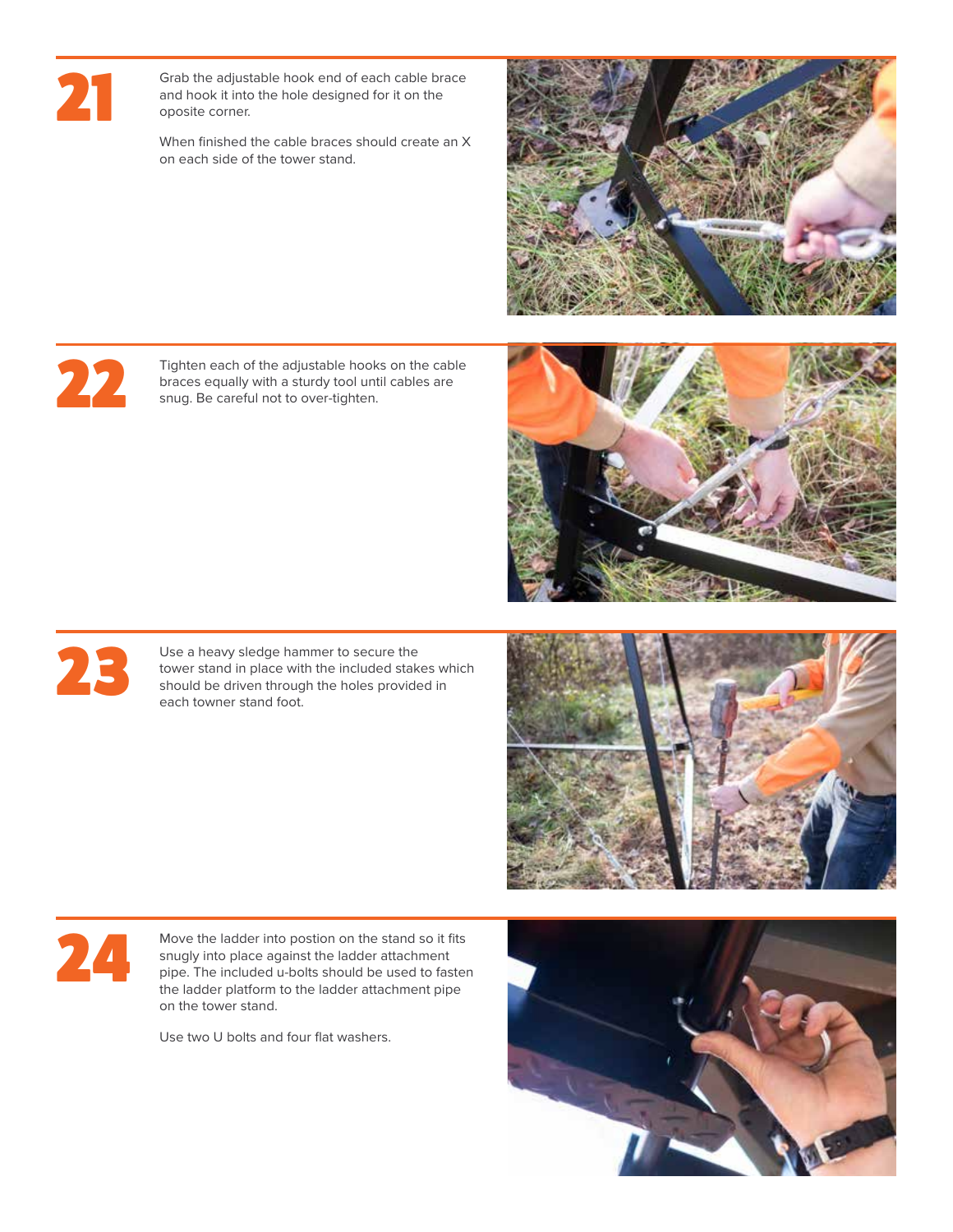## 21

Grab the adjustable hook end of each cable brace and hook it into the hole designed for it on the oposite corner.

When finished the cable braces should create an X on each side of the tower stand.

## 22

Tighten each of the adjustable hooks on the cable braces equally with a sturdy tool until cables are snug. Be careful not to over-tighten.

## 23

Use a heavy sledge hammer to secure the tower stand in place with the included stakes which should be driven through the holes provided in each towner stand foot.

## 24

Move the ladder into postion on the stand so it fits snugly into place against the ladder attachment pipe. The included u-bolts should be used to fasten the ladder platform to the ladder attachment pipe on the tower stand.

Use two U bolts and four flat washers.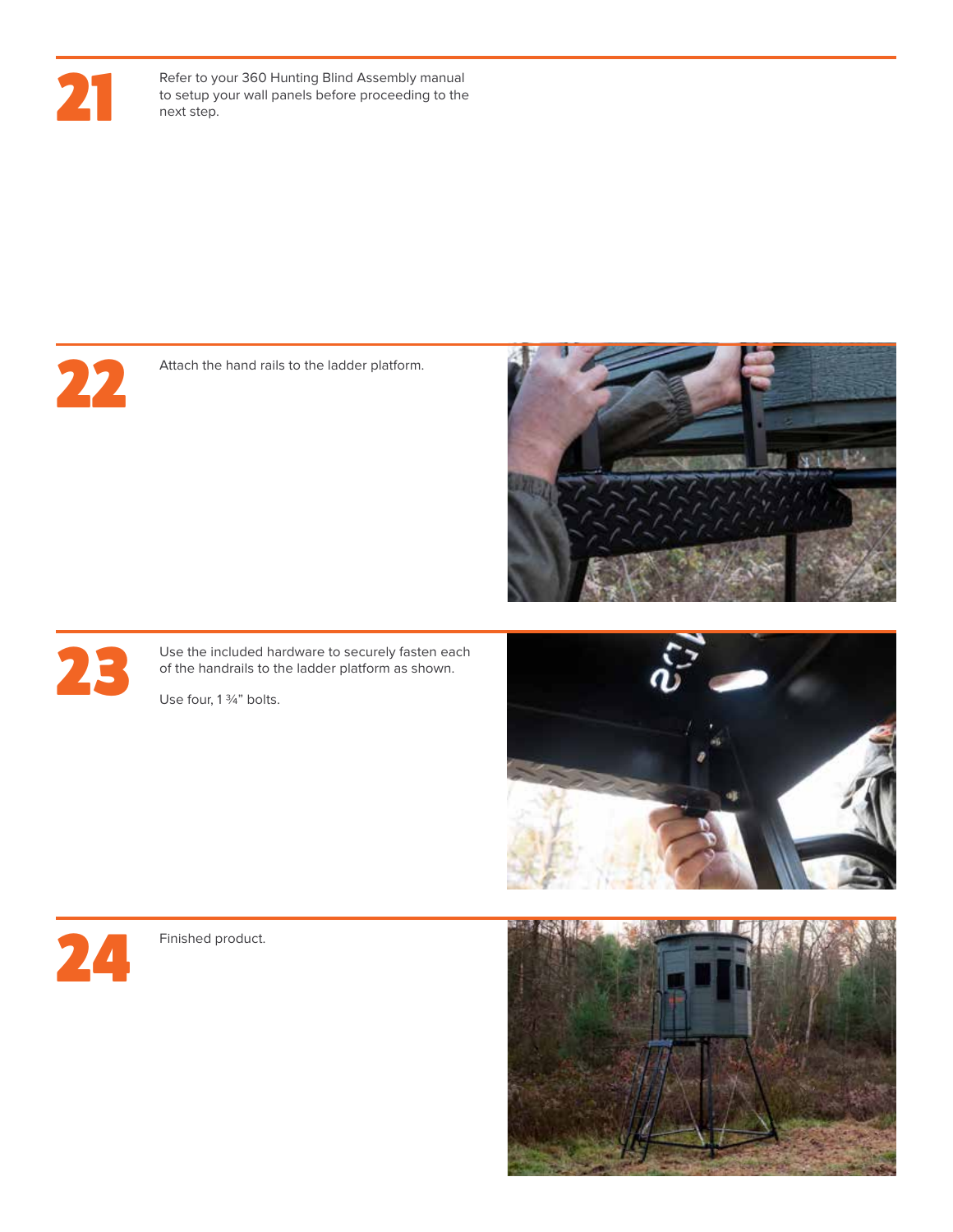## 21

Refer to your 360 Hunting Blind Assembly manual to setup your wall panels before proceeding to the next step.

## 22

Attach the hand rails to the ladder platform.

## 23

Use the included hardware to securely fasten each of the handrails to the ladder platform as shown.

Use four, 1 ¾" bolts.

## 24

Finished product.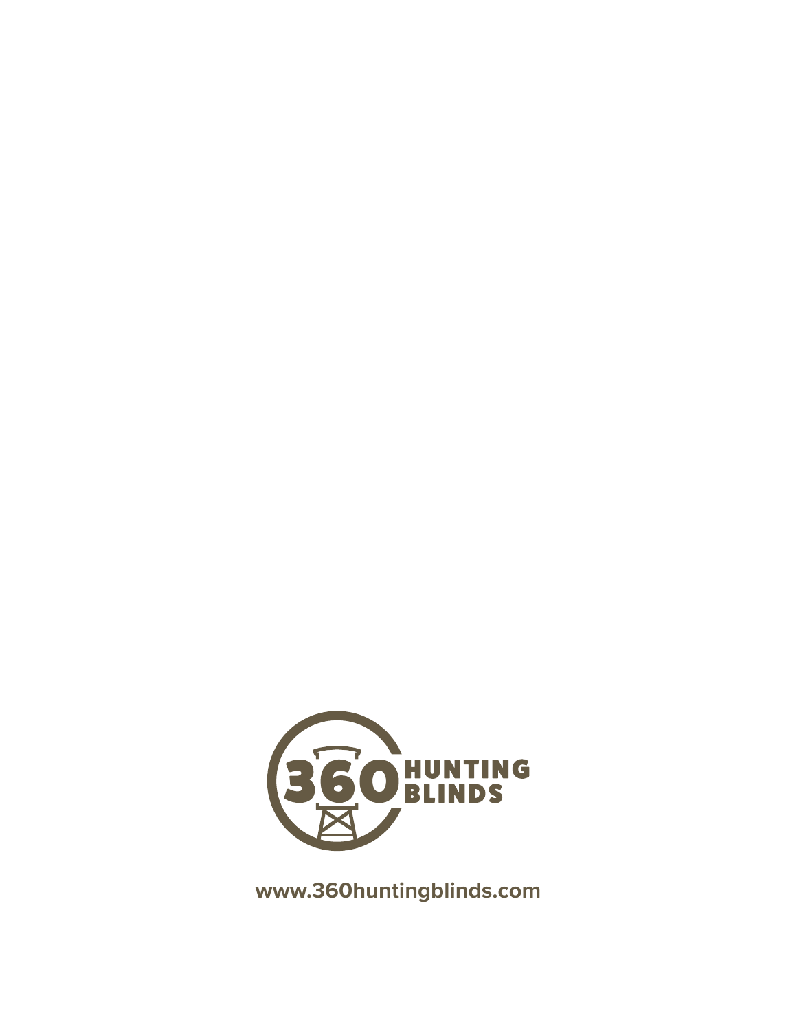360 HUNTING BLINDS

www.360huntingblinds.com